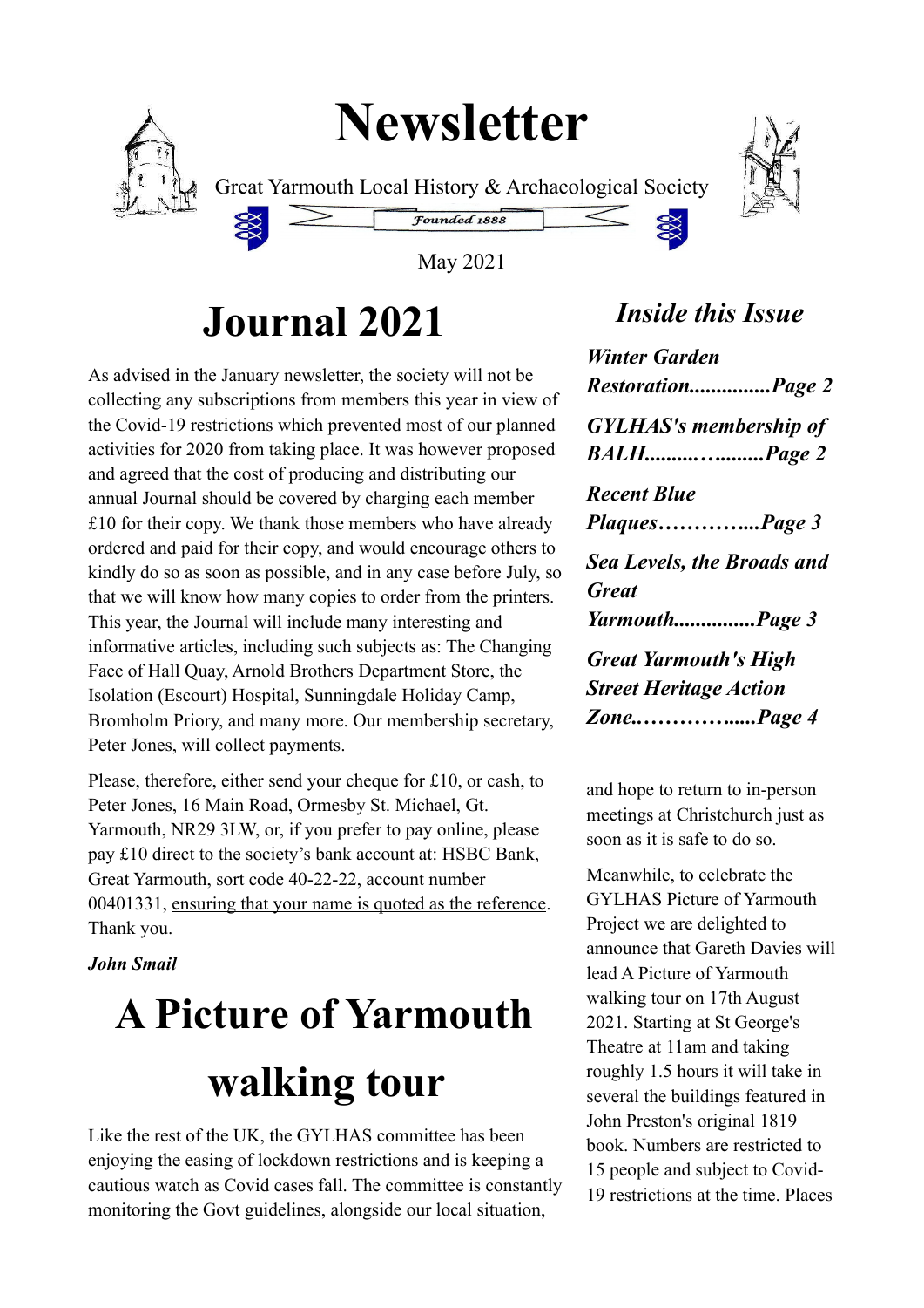# Newsletter

Great Yarmouth Local History & Archaeological Society

Founded 1888

May 2021

## Journal 2021

As advised in the January newsletter, the society will not be collecting any subscriptions from members this year in view of the Covid-19 restrictions which prevented most of our planned activities for 2020 from taking place. It was however proposed and agreed that the cost of producing and distributing our annual Journal should be covered by charging each member £10 for their copy. We thank those members who have already ordered and paid for their copy, and would encourage others to kindly do so as soon as possible, and in any case before July, so that we will know how many copies to order from the printers. This year, the Journal will include many interesting and informative articles, including such subjects as: The Changing Face of Hall Quay, Arnold Brothers Department Store, the Isolation (Escourt) Hospital, Sunningdale Holiday Camp, Bromholm Priory, and many more. Our membership secretary, Peter Jones, will collect payments.

Please, therefore, either send your cheque for £10, or cash, to Peter Jones, 16 Main Road, Ormesby St. Michael, Gt. Yarmouth, NR29 3LW, or, if you prefer to pay online, please pay £10 direct to the society's bank account at: HSBC Bank, Great Yarmouth, sort code 40-22-22, account number 00401331, ensuring that your name is quoted as the reference. Thank you.

***John Smail***

## A Picture of Yarmouth walking tour

Like the rest of the UK, the GYLHAS committee has been enjoying the easing of lockdown restrictions and is keeping a cautious watch as Covid cases fall. The committee is constantly monitoring the Govt guidelines, alongside our local situation, and hope to return to in-person meetings at Christchurch just as soon as it is safe to do so.

Meanwhile, to celebrate the GYLHAS Picture of Yarmouth Project we are delighted to announce that Gareth Davies will lead A Picture of Yarmouth walking tour on 17th August 2021. Starting at St George's Theatre at 11am and taking roughly 1.5 hours it will take in several the buildings featured in John Preston's original 1819 book. Numbers are restricted to 15 people and subject to Covid-19 restrictions at the time. Places

### *Inside this Issue*

***Winter Garden Restoration...............Page 2***

***GYLHAS's membership of BALH..........…........Page 2***

***Recent Blue Plaques…………...Page 3***

***Sea Levels, the Broads and Great Yarmouth...............Page 3***

***Great Yarmouth's High Street Heritage Action Zone..…………......Page 4***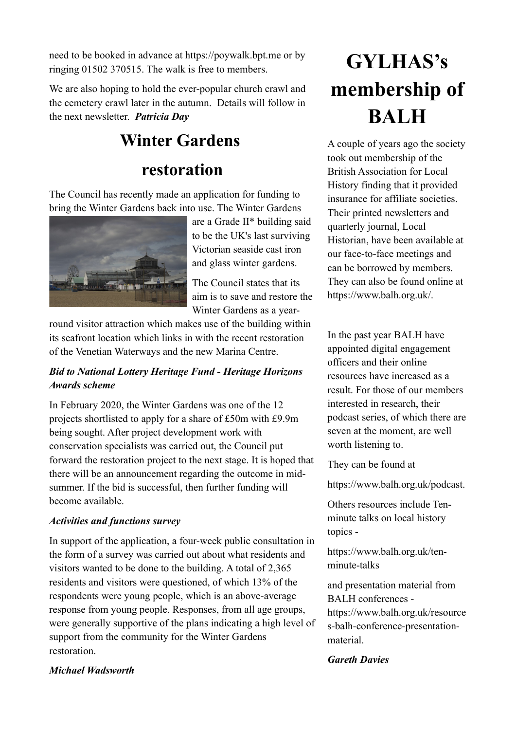need to be booked in advance at https://poywalk.bpt.me or by ringing 01502 370515. The walk is free to members.

We are also hoping to hold the ever-popular church crawl and the cemetery crawl later in the autumn. Details will follow in the next newsletter. ***Patricia Day***

## Winter Gardens restoration

The Council has recently made an application for funding to bring the Winter Gardens back into use. The Winter Gardens are a Grade II* building said to be the UK's last surviving Victorian seaside cast iron and glass winter gardens.

The Council states that its aim is to save and restore the Winter Gardens as a year-round visitor attraction which makes use of the building within its seafront location which links in with the recent restoration of the Venetian Waterways and the new Marina Centre.

***Bid to National Lottery Heritage Fund - Heritage Horizons Awards scheme***

In February 2020, the Winter Gardens was one of the 12 projects shortlisted to apply for a share of £50m with £9.9m being sought. After project development work with conservation specialists was carried out, the Council put forward the restoration project to the next stage. It is hoped that there will be an announcement regarding the outcome in mid-summer. If the bid is successful, then further funding will become available.

***Activities and functions survey***

In support of the application, a four-week public consultation in the form of a survey was carried out about what residents and visitors wanted to be done to the building. A total of 2,365 residents and visitors were questioned, of which 13% of the respondents were young people, which is an above-average response from young people. Responses, from all age groups, were generally supportive of the plans indicating a high level of support from the community for the Winter Gardens restoration.

***Michael Wadsworth***

## GYLHAS's membership of BALH

A couple of years ago the society took out membership of the British Association for Local History finding that it provided insurance for affiliate societies. Their printed newsletters and quarterly journal, Local Historian, have been available at our face-to-face meetings and can be borrowed by members. They can also be found online at https://www.balh.org.uk/.

In the past year BALH have appointed digital engagement officers and their online resources have increased as a result. For those of our members interested in research, their podcast series, of which there are seven at the moment, are well worth listening to.

They can be found at

https://www.balh.org.uk/podcast.

Others resources include Ten-minute talks on local history topics -

https://www.balh.org.uk/ten-minute-talks

and presentation material from BALH conferences - https://www.balh.org.uk/resources-balh-conference-presentation-material.

***Gareth Davies***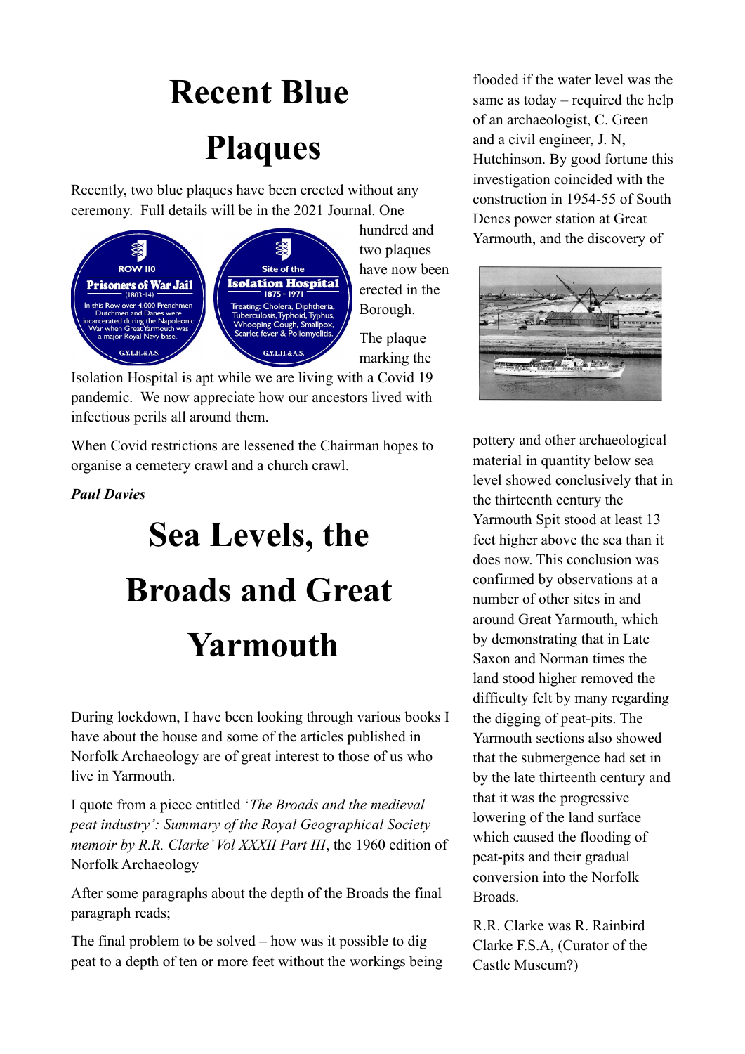# Recent Blue Plaques

Recently, two blue plaques have been erected without any ceremony. Full details will be in the 2021 Journal. One hundred and two plaques have now been erected in the Borough.

The plaque marking the Isolation Hospital is apt while we are living with a Covid 19 pandemic. We now appreciate how our ancestors lived with infectious perils all around them.

When Covid restrictions are lessened the Chairman hopes to organise a cemetery crawl and a church crawl.

***Paul Davies***

# Sea Levels, the Broads and Great Yarmouth

During lockdown, I have been looking through various books I have about the house and some of the articles published in Norfolk Archaeology are of great interest to those of us who live in Yarmouth.

I quote from a piece entitled '*The Broads and the medieval peat industry': Summary of the Royal Geographical Society memoir by R.R. Clarke' Vol XXXII Part III*, the 1960 edition of Norfolk Archaeology

After some paragraphs about the depth of the Broads the final paragraph reads;

The final problem to be solved – how was it possible to dig peat to a depth of ten or more feet without the workings being flooded if the water level was the same as today – required the help of an archaeologist, C. Green and a civil engineer, J. N, Hutchinson. By good fortune this investigation coincided with the construction in 1954-55 of South Denes power station at Great Yarmouth, and the discovery of pottery and other archaeological material in quantity below sea level showed conclusively that in the thirteenth century the Yarmouth Spit stood at least 13 feet higher above the sea than it does now. This conclusion was confirmed by observations at a number of other sites in and around Great Yarmouth, which by demonstrating that in Late Saxon and Norman times the land stood higher removed the difficulty felt by many regarding the digging of peat-pits. The Yarmouth sections also showed that the submergence had set in by the late thirteenth century and that it was the progressive lowering of the land surface which caused the flooding of peat-pits and their gradual conversion into the Norfolk Broads.

R.R. Clarke was R. Rainbird Clarke F.S.A, (Curator of the Castle Museum?)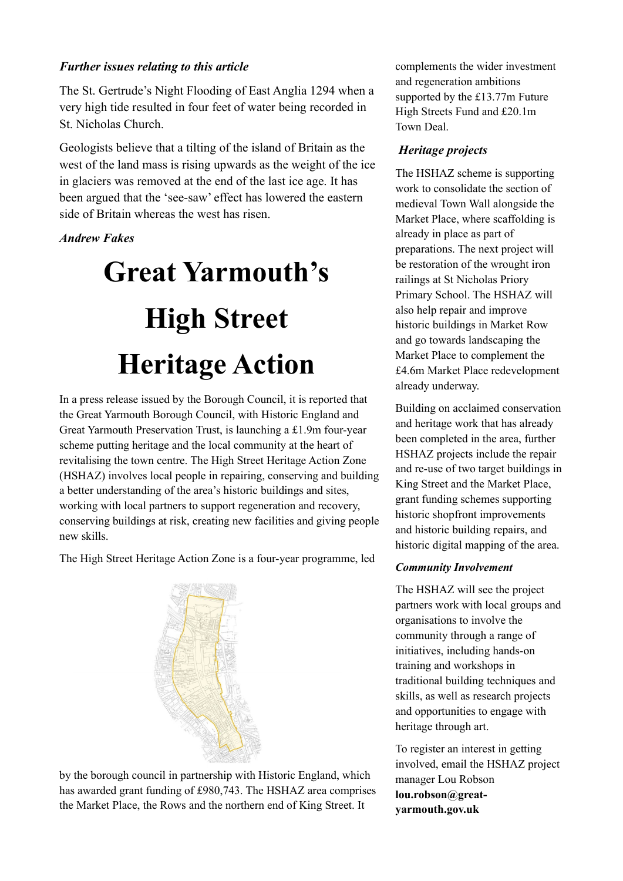***Further issues relating to this article***

The St. Gertrude's Night Flooding of East Anglia 1294 when a very high tide resulted in four feet of water being recorded in St. Nicholas Church.

Geologists believe that a tilting of the island of Britain as the west of the land mass is rising upwards as the weight of the ice in glaciers was removed at the end of the last ice age. It has been argued that the 'see-saw' effect has lowered the eastern side of Britain whereas the west has risen.

***Andrew Fakes***

# Great Yarmouth's High Street Heritage Action

In a press release issued by the Borough Council, it is reported that the Great Yarmouth Borough Council, with Historic England and Great Yarmouth Preservation Trust, is launching a £1.9m four-year scheme putting heritage and the local community at the heart of revitalising the town centre. The High Street Heritage Action Zone (HSHAZ) involves local people in repairing, conserving and building a better understanding of the area's historic buildings and sites, working with local partners to support regeneration and recovery, conserving buildings at risk, creating new facilities and giving people new skills.

The High Street Heritage Action Zone is a four-year programme, led by the borough council in partnership with Historic England, which has awarded grant funding of £980,743. The HSHAZ area comprises the Market Place, the Rows and the northern end of King Street. It complements the wider investment and regeneration ambitions supported by the £13.77m Future High Streets Fund and £20.1m Town Deal.

***Heritage projects***

The HSHAZ scheme is supporting work to consolidate the section of medieval Town Wall alongside the Market Place, where scaffolding is already in place as part of preparations. The next project will be restoration of the wrought iron railings at St Nicholas Priory Primary School. The HSHAZ will also help repair and improve historic buildings in Market Row and go towards landscaping the Market Place to complement the £4.6m Market Place redevelopment already underway.

Building on acclaimed conservation and heritage work that has already been completed in the area, further HSHAZ projects include the repair and re-use of two target buildings in King Street and the Market Place, grant funding schemes supporting historic shopfront improvements and historic building repairs, and historic digital mapping of the area.

***Community Involvement***

The HSHAZ will see the project partners work with local groups and organisations to involve the community through a range of initiatives, including hands-on training and workshops in traditional building techniques and skills, as well as research projects and opportunities to engage with heritage through art.

To register an interest in getting involved, email the HSHAZ project manager Lou Robson **lou.robson@great-yarmouth.gov.uk**